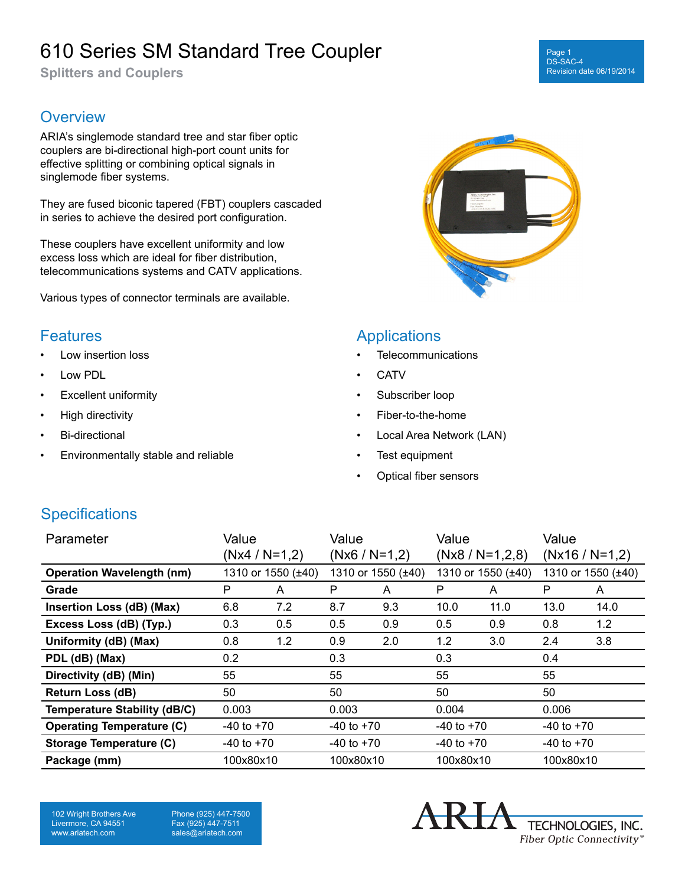# 610 Series SM Standard Tree Coupler

**Splitters and Couplers**

Page 1
DS-SAC-4
Revision date 06/19/2014

## Overview

ARIA's singlemode standard tree and star fiber optic couplers are bi-directional high-port count units for effective splitting or combining optical signals in singlemode fiber systems.

They are fused biconic tapered (FBT) couplers cascaded in series to achieve the desired port configuration.

These couplers have excellent uniformity and low excess loss which are ideal for fiber distribution, telecommunications systems and CATV applications.

Various types of connector terminals are available.

## Features

- Low insertion loss
- Low PDL
- Excellent uniformity
- High directivity
- Bi-directional
- Environmentally stable and reliable

## Applications

- Telecommunications
- CATV
- Subscriber loop
- Fiber-to-the-home
- Local Area Network (LAN)
- Test equipment
- Optical fiber sensors

## Specifications

| Parameter | Value (Nx4 / N=1,2) | | Value (Nx6 / N=1,2) | | Value (Nx8 / N=1,2,8) | | Value (Nx16 / N=1,2) | |
|---|---|---|---|---|---|---|---|---|
| **Operation Wavelength (nm)** | 1310 or 1550 (±40) | | 1310 or 1550 (±40) | | 1310 or 1550 (±40) | | 1310 or 1550 (±40) | |
| **Grade** | P | A | P | A | P | A | P | A |
| **Insertion Loss (dB) (Max)** | 6.8 | 7.2 | 8.7 | 9.3 | 10.0 | 11.0 | 13.0 | 14.0 |
| **Excess Loss (dB) (Typ.)** | 0.3 | 0.5 | 0.5 | 0.9 | 0.5 | 0.9 | 0.8 | 1.2 |
| **Uniformity (dB) (Max)** | 0.8 | 1.2 | 0.9 | 2.0 | 1.2 | 3.0 | 2.4 | 3.8 |
| **PDL (dB) (Max)** | 0.2 | | 0.3 | | 0.3 | | 0.4 | |
| **Directivity (dB) (Min)** | 55 | | 55 | | 55 | | 55 | |
| **Return Loss (dB)** | 50 | | 50 | | 50 | | 50 | |
| **Temperature Stability (dB/C)** | 0.003 | | 0.003 | | 0.004 | | 0.006 | |
| **Operating Temperature (C)** | -40 to +70 | | -40 to +70 | | -40 to +70 | | -40 to +70 | |
| **Storage Temperature (C)** | -40 to +70 | | -40 to +70 | | -40 to +70 | | -40 to +70 | |
| **Package (mm)** | 100x80x10 | | 100x80x10 | | 100x80x10 | | 100x80x10 | |

102 Wright Brothers Ave
Livermore, CA 94551
www.ariatech.com

Phone (925) 447-7500
Fax (925) 447-7511
sales@ariatech.com

ARIA TECHNOLOGIES, INC.
*Fiber Optic Connectivity*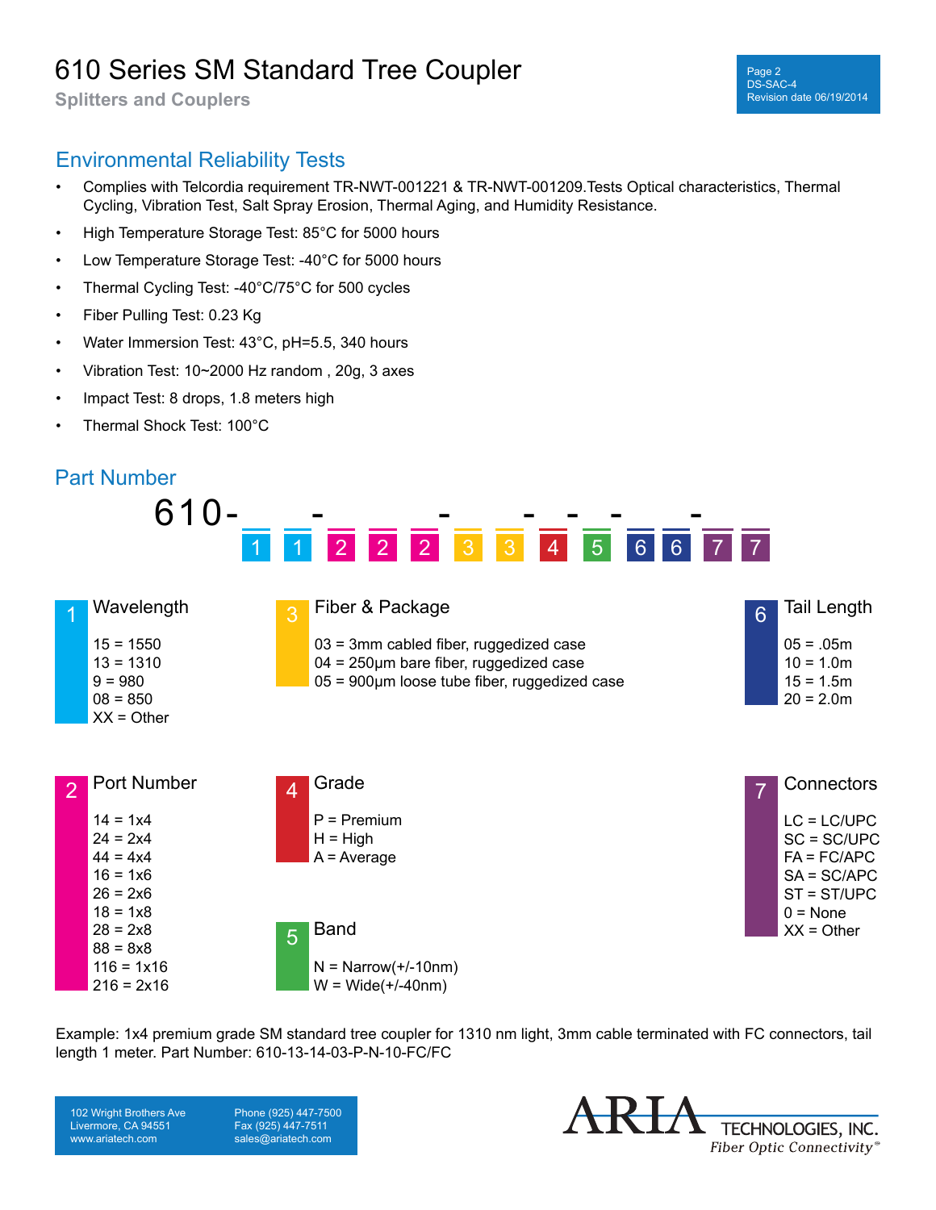# 610 Series SM Standard Tree Coupler

**Splitters and Couplers**

## Environmental Reliability Tests

- Complies with Telcordia requirement TR-NWT-001221 & TR-NWT-001209.Tests Optical characteristics, Thermal Cycling, Vibration Test, Salt Spray Erosion, Thermal Aging, and Humidity Resistance.
- High Temperature Storage Test: 85°C for 5000 hours
- Low Temperature Storage Test: -40°C for 5000 hours
- Thermal Cycling Test: -40°C/75°C for 500 cycles
- Fiber Pulling Test: 0.23 Kg
- Water Immersion Test: 43°C, pH=5.5, 340 hours
- Vibration Test: 10~2000 Hz random , 20g, 3 axes
- Impact Test: 8 drops, 1.8 meters high
- Thermal Shock Test: 100°C

## Part Number

610- 1 1 - 2 2 2 - 3 3 - 4 - 5 - 6 6 - 7 7

### 1 Wavelength

15 = 1550
13 = 1310
9 = 980
08 = 850
XX = Other

### 2 Port Number

14 = 1x4
24 = 2x4
44 = 4x4
16 = 1x6
26 = 2x6
18 = 1x8
28 = 2x8
88 = 8x8
116 = 1x16
216 = 2x16

### 3 Fiber & Package

03 = 3mm cabled fiber, ruggedized case
04 = 250μm bare fiber, ruggedized case
05 = 900μm loose tube fiber, ruggedized case

### 4 Grade

P = Premium
H = High
A = Average

### 5 Band

N = Narrow(+/-10nm)
W = Wide(+/-40nm)

### 6 Tail Length

05 = .05m
10 = 1.0m
15 = 1.5m
20 = 2.0m

### 7 Connectors

LC = LC/UPC
SC = SC/UPC
FA = FC/APC
SA = SC/APC
ST = ST/UPC
0 = None
XX = Other

Example: 1x4 premium grade SM standard tree coupler for 1310 nm light, 3mm cable terminated with FC connectors, tail length 1 meter. Part Number: 610-13-14-03-P-N-10-FC/FC

102 Wright Brothers Ave
Livermore, CA 94551
www.ariatech.com

Phone (925) 447-7500
Fax (925) 447-7511
sales@ariatech.com

ARIA TECHNOLOGIES, INC.
*Fiber Optic Connectivity*